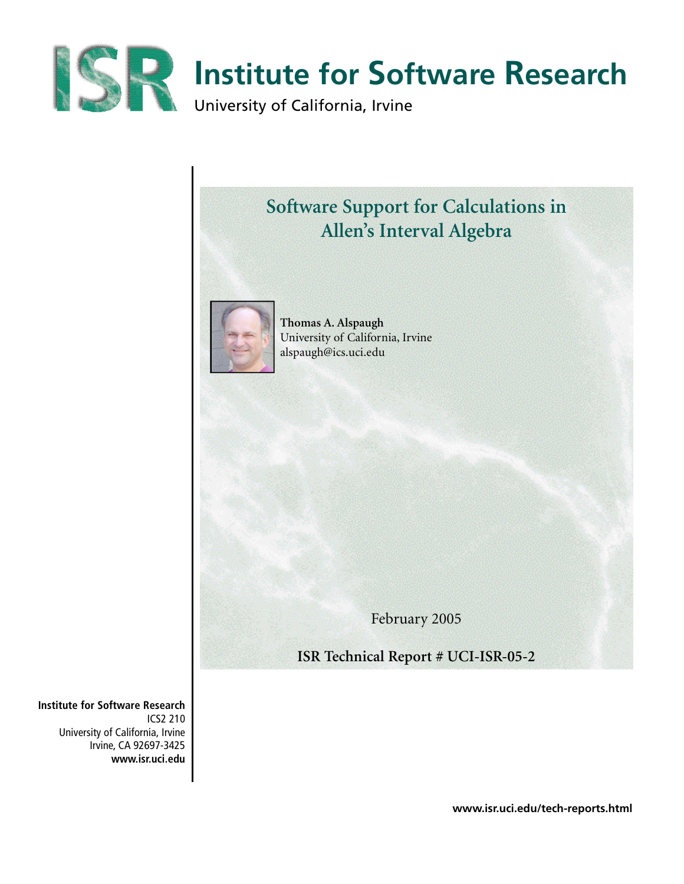# Institute for Software Research

University of California, Irvine

## Software Support for Calculations in Allen's Interval Algebra

**Thomas A. Alspaugh**
University of California, Irvine
alspaugh@ics.uci.edu

February 2005

**ISR Technical Report # UCI-ISR-05-2**

**Institute for Software Research**
ICS2 210
University of California, Irvine
Irvine, CA 92697-3425
**www.isr.uci.edu**

**www.isr.uci.edu/tech-reports.html**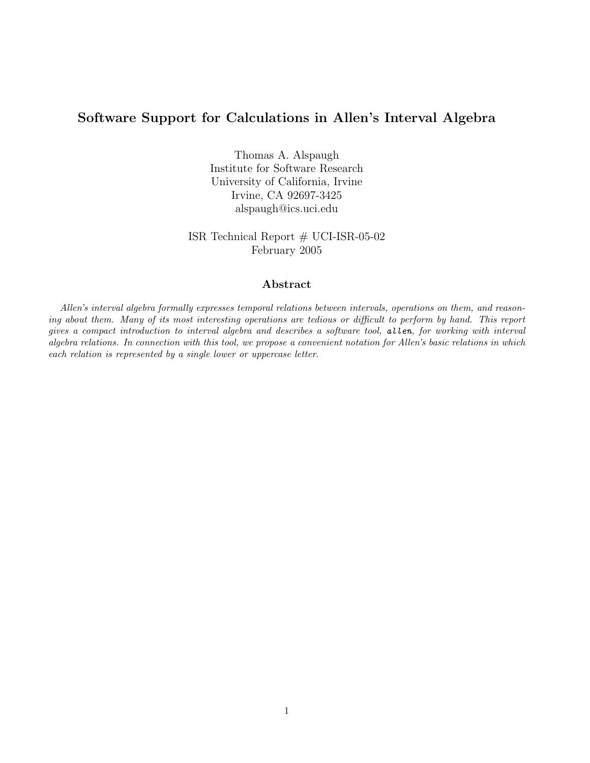**Software Support for Calculations in Allen's Interval Algebra**

Thomas A. Alspaugh
Institute for Software Research
University of California, Irvine
Irvine, CA 92697-3425
alspaugh@ics.uci.edu

ISR Technical Report # UCI-ISR-05-02
February 2005

## Abstract

*Allen's interval algebra formally expresses temporal relations between intervals, operations on them, and reasoning about them. Many of its most interesting operations are tedious or difficult to perform by hand. This report gives a compact introduction to interval algebra and describes a software tool,* `allen`*, for working with interval algebra relations. In connection with this tool, we propose a convenient notation for Allen's basic relations in which each relation is represented by a single lower or uppercase letter.*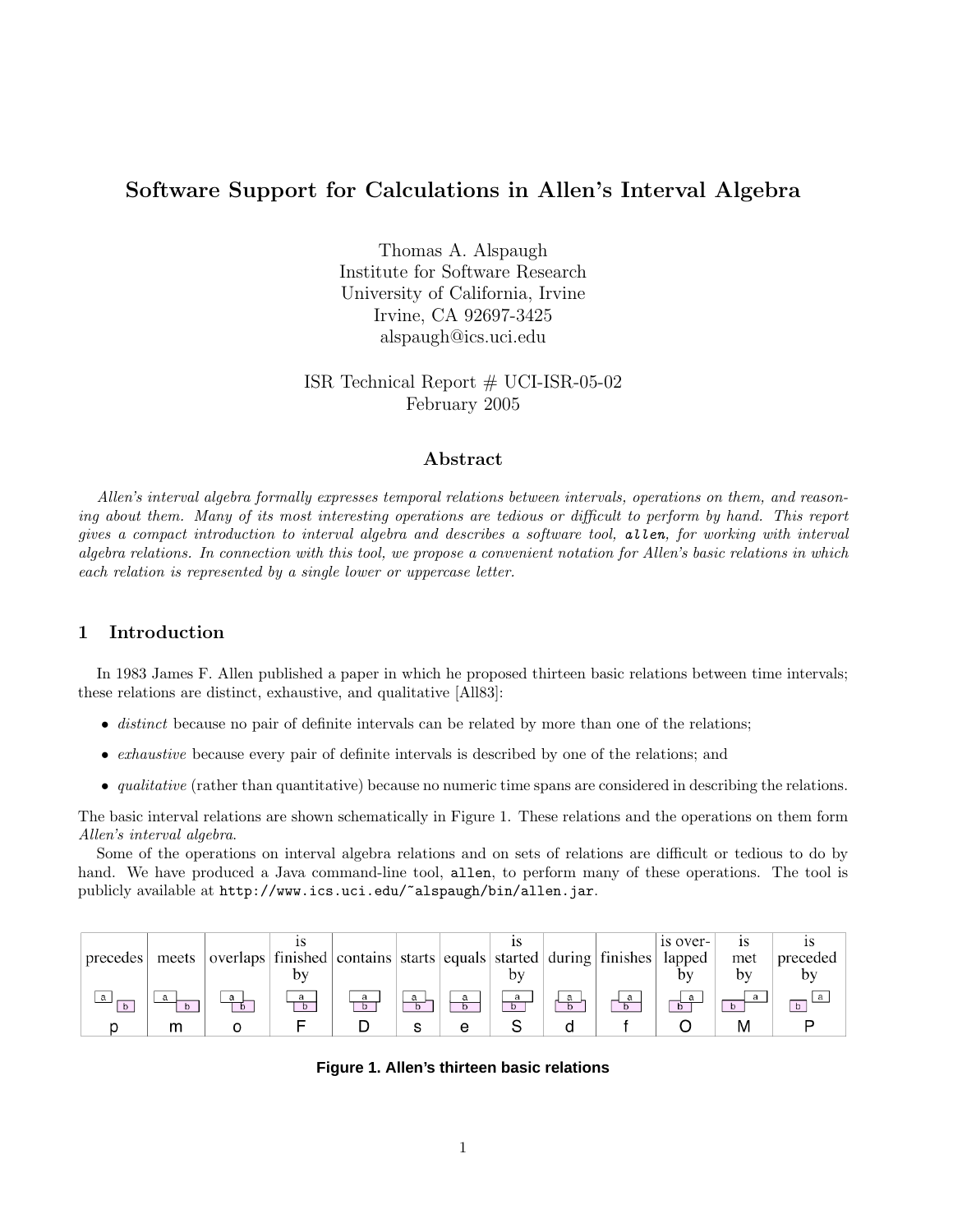# Software Support for Calculations in Allen's Interval Algebra

Thomas A. Alspaugh
Institute for Software Research
University of California, Irvine
Irvine, CA 92697-3425
alspaugh@ics.uci.edu

ISR Technical Report # UCI-ISR-05-02
February 2005

### Abstract

*Allen's interval algebra formally expresses temporal relations between intervals, operations on them, and reasoning about them. Many of its most interesting operations are tedious or difficult to perform by hand. This report gives a compact introduction to interval algebra and describes a software tool,* `allen`*, for working with interval algebra relations. In connection with this tool, we propose a convenient notation for Allen's basic relations in which each relation is represented by a single lower or uppercase letter.*

## 1 Introduction

In 1983 James F. Allen published a paper in which he proposed thirteen basic relations between time intervals; these relations are distinct, exhaustive, and qualitative [All83]:

- *distinct* because no pair of definite intervals can be related by more than one of the relations;
- *exhaustive* because every pair of definite intervals is described by one of the relations; and
- *qualitative* (rather than quantitative) because no numeric time spans are considered in describing the relations.

The basic interval relations are shown schematically in Figure 1. These relations and the operations on them form *Allen's interval algebra*.

Some of the operations on interval algebra relations and on sets of relations are difficult or tedious to do by hand. We have produced a Java command-line tool, `allen`, to perform many of these operations. The tool is publicly available at `http://www.ics.uci.edu/~alspaugh/bin/allen.jar`.

| precedes | meets | overlaps | is finished by | contains | starts | equals | is started by | during | finishes | is overlapped by | is met by | is preceded by |
|---|---|---|---|---|---|---|---|---|---|---|---|---|
| p | m | o | F | D | s | e | S | d | f | O | M | P |

**Figure 1. Allen's thirteen basic relations**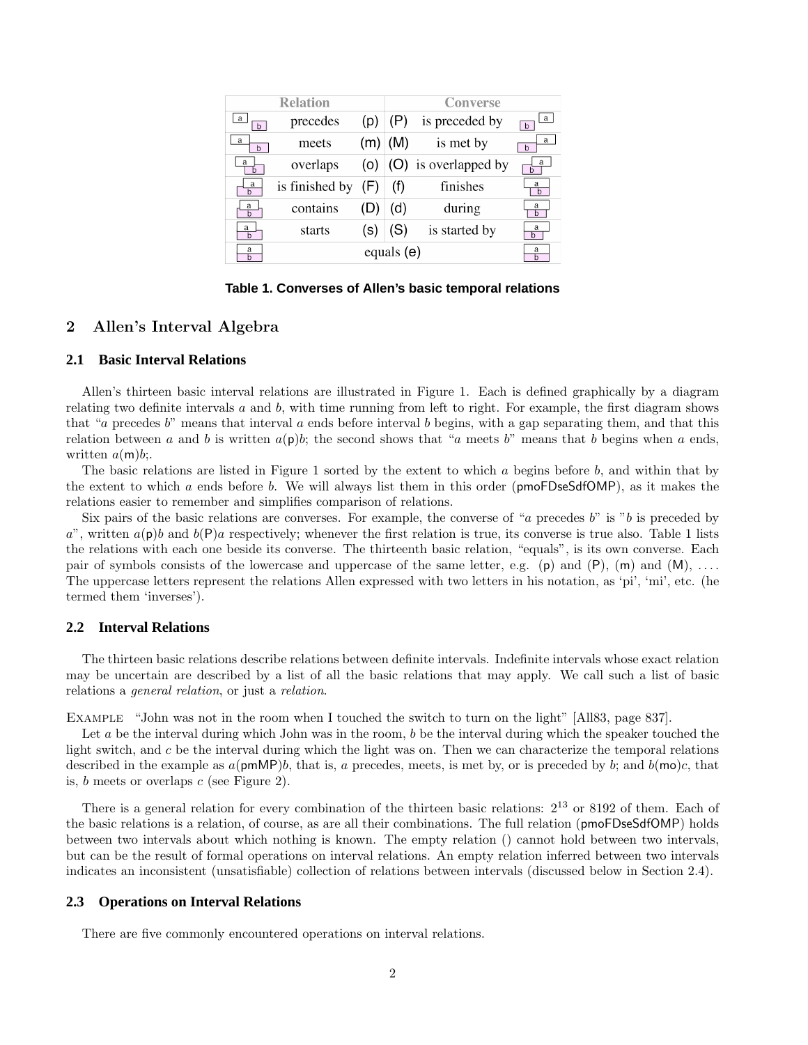| | Relation | | | Converse | |
|---|---|---|---|---|---|
| | precedes | (p) | (P) | is preceded by | |
| | meets | (m) | (M) | is met by | |
| | overlaps | (o) | (O) | is overlapped by | |
| | is finished by | (F) | (f) | finishes | |
| | contains | (D) | (d) | during | |
| | starts | (s) | (S) | is started by | |
| | equals (e) | | | | |

**Table 1. Converses of Allen's basic temporal relations**

## 2 Allen's Interval Algebra

### 2.1 Basic Interval Relations

Allen's thirteen basic interval relations are illustrated in Figure 1. Each is defined graphically by a diagram relating two definite intervals $a$ and $b$, with time running from left to right. For example, the first diagram shows that "$a$ precedes $b$" means that interval $a$ ends before interval $b$ begins, with a gap separating them, and that this relation between $a$ and $b$ is written $a$(p)$b$; the second shows that "$a$ meets $b$" means that $b$ begins when $a$ ends, written $a$(m)$b$;.

The basic relations are listed in Figure 1 sorted by the extent to which $a$ begins before $b$, and within that by the extent to which $a$ ends before $b$. We will always list them in this order (pmoFDseSdfOMP), as it makes the relations easier to remember and simplifies comparison of relations.

Six pairs of the basic relations are converses. For example, the converse of "$a$ precedes $b$" is "$b$ is preceded by $a$", written $a$(p)$b$ and $b$(P)$a$ respectively; whenever the first relation is true, its converse is true also. Table 1 lists the relations with each one beside its converse. The thirteenth basic relation, "equals", is its own converse. Each pair of symbols consists of the lowercase and uppercase of the same letter, e.g. (p) and (P), (m) and (M), .... The uppercase letters represent the relations Allen expressed with two letters in his notation, as 'pi', 'mi', etc. (he termed them 'inverses').

### 2.2 Interval Relations

The thirteen basic relations describe relations between definite intervals. Indefinite intervals whose exact relation may be uncertain are described by a list of all the basic relations that may apply. We call such a list of basic relations a *general relation*, or just a *relation*.

Example "John was not in the room when I touched the switch to turn on the light" [All83, page 837].

Let $a$ be the interval during which John was in the room, $b$ be the interval during which the speaker touched the light switch, and $c$ be the interval during which the light was on. Then we can characterize the temporal relations described in the example as $a$(pmMP)$b$, that is, $a$ precedes, meets, is met by, or is preceded by $b$; and $b$(mo)$c$, that is, $b$ meets or overlaps $c$ (see Figure 2).

There is a general relation for every combination of the thirteen basic relations: $2^{13}$ or 8192 of them. Each of the basic relations is a relation, of course, as are all their combinations. The full relation (pmoFDseSdfOMP) holds between two intervals about which nothing is known. The empty relation () cannot hold between two intervals, but can be the result of formal operations on interval relations. An empty relation inferred between two intervals indicates an inconsistent (unsatisfiable) collection of relations between intervals (discussed below in Section 2.4).

### 2.3 Operations on Interval Relations

There are five commonly encountered operations on interval relations.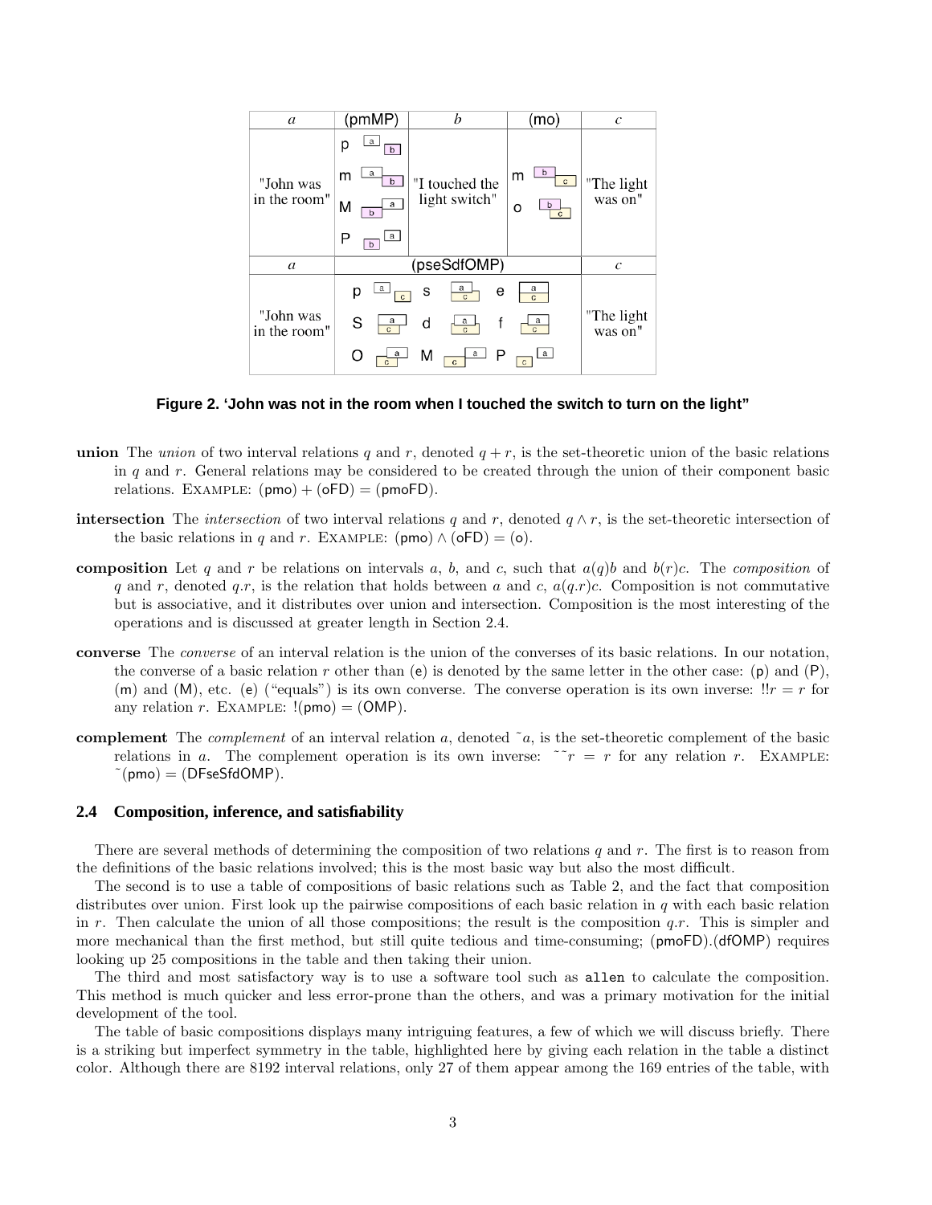| $a$ | (pmMP) | $b$ | (mo) | $c$ |
|---|---|---|---|---|
| "John was in the room" | p, m, M, P | "I touched the light switch" | m, o | "The light was on" |
| $a$ | (pseSdfOMP) | | | $c$ |
| "John was in the room" | p s e S d f O M P | | | "The light was on" |

**Figure 2. 'John was not in the room when I touched the switch to turn on the light"**

**union** The *union* of two interval relations $q$ and $r$, denoted $q + r$, is the set-theoretic union of the basic relations in $q$ and $r$. General relations may be considered to be created through the union of their component basic relations. EXAMPLE: (pmo) + (oFD) = (pmoFD).

**intersection** The *intersection* of two interval relations $q$ and $r$, denoted $q \wedge r$, is the set-theoretic intersection of the basic relations in $q$ and $r$. EXAMPLE: (pmo) $\wedge$ (oFD) = (o).

**composition** Let $q$ and $r$ be relations on intervals $a$, $b$, and $c$, such that $a(q)b$ and $b(r)c$. The *composition* of $q$ and $r$, denoted $q.r$, is the relation that holds between $a$ and $c$, $a(q.r)c$. Composition is not commutative but is associative, and it distributes over union and intersection. Composition is the most interesting of the operations and is discussed at greater length in Section 2.4.

**converse** The *converse* of an interval relation is the union of the converses of its basic relations. In our notation, the converse of a basic relation $r$ other than (e) is denoted by the same letter in the other case: (p) and (P), (m) and (M), etc. (e) ("equals") is its own converse. The converse operation is its own inverse: $!!r = r$ for any relation $r$. EXAMPLE: !(pmo) = (OMP).

**complement** The *complement* of an interval relation $a$, denoted $\tilde{}a$, is the set-theoretic complement of the basic relations in $a$. The complement operation is its own inverse: $\tilde{}\tilde{}r = r$ for any relation $r$. EXAMPLE: ˜(pmo) = (DFseSfdOMP).

### 2.4 Composition, inference, and satisfiability

There are several methods of determining the composition of two relations $q$ and $r$. The first is to reason from the definitions of the basic relations involved; this is the most basic way but also the most difficult.

The second is to use a table of compositions of basic relations such as Table 2, and the fact that composition distributes over union. First look up the pairwise compositions of each basic relation in $q$ with each basic relation in $r$. Then calculate the union of all those compositions; the result is the composition $q.r$. This is simpler and more mechanical than the first method, but still quite tedious and time-consuming; (pmoFD).(dfOMP) requires looking up 25 compositions in the table and then taking their union.

The third and most satisfactory way is to use a software tool such as `allen` to calculate the composition. This method is much quicker and less error-prone than the others, and was a primary motivation for the initial development of the tool.

The table of basic compositions displays many intriguing features, a few of which we will discuss briefly. There is a striking but imperfect symmetry in the table, highlighted here by giving each relation in the table a distinct color. Although there are 8192 interval relations, only 27 of them appear among the 169 entries of the table, with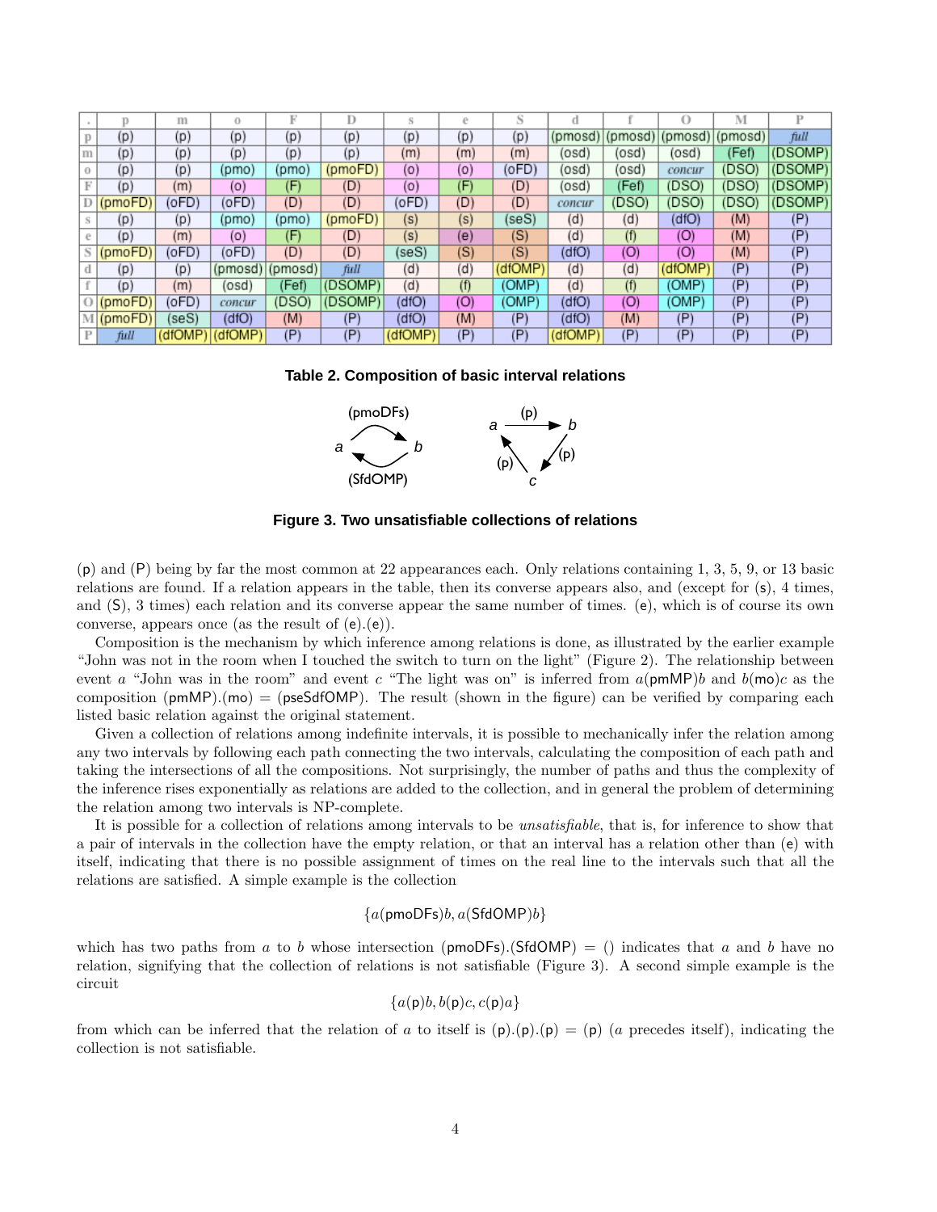| . | p | m | o | F | D | s | e | S | d | f | O | M | P |
|---|---|---|---|---|---|---|---|---|---|---|---|---|---|
| p | (p) | (p) | (p) | (p) | (p) | (p) | (p) | (p) | (pmosd) | (pmosd) | (pmosd) | (pmosd) | *full* |
| m | (p) | (p) | (p) | (p) | (p) | (m) | (m) | (m) | (osd) | (osd) | (osd) | (Fef) | (DSOMP) |
| o | (p) | (p) | (pmo) | (pmo) | (pmoFD) | (o) | (o) | (oFD) | (osd) | (osd) | *concur* | (DSO) | (DSOMP) |
| F | (p) | (m) | (o) | (F) | (D) | (o) | (F) | (D) | (osd) | (Fef) | (DSO) | (DSO) | (DSOMP) |
| D | (pmoFD) | (oFD) | (oFD) | (D) | (D) | (oFD) | (D) | (D) | *concur* | (DSO) | (DSO) | (DSO) | (DSOMP) |
| s | (p) | (p) | (pmo) | (pmo) | (pmoFD) | (s) | (s) | (seS) | (d) | (d) | (dfO) | (M) | (P) |
| e | (p) | (m) | (o) | (F) | (D) | (s) | (e) | (S) | (d) | (f) | (O) | (M) | (P) |
| S | (pmoFD) | (oFD) | (oFD) | (D) | (D) | (seS) | (S) | (S) | (dfO) | (O) | (O) | (M) | (P) |
| d | (p) | (p) | (pmosd) | (pmosd) | *full* | (d) | (d) | (dfOMP) | (d) | (d) | (dfOMP) | (P) | (P) |
| f | (p) | (m) | (osd) | (Fef) | (DSOMP) | (d) | (f) | (OMP) | (d) | (f) | (OMP) | (P) | (P) |
| O | (pmoFD) | (oFD) | *concur* | (DSO) | (DSOMP) | (dfO) | (O) | (OMP) | (dfO) | (O) | (OMP) | (P) | (P) |
| M | (pmoFD) | (seS) | (dfO) | (M) | (P) | (dfO) | (M) | (P) | (dfO) | (M) | (P) | (P) | (P) |
| P | *full* | (dfOMP) | (dfOMP) | (P) | (P) | (dfOMP) | (P) | (P) | (dfOMP) | (P) | (P) | (P) | (P) |

**Table 2. Composition of basic interval relations**

**Figure 3. Two unsatisfiable collections of relations**

(p) and (P) being by far the most common at 22 appearances each. Only relations containing 1, 3, 5, 9, or 13 basic relations are found. If a relation appears in the table, then its converse appears also, and (except for (s), 4 times, and (S), 3 times) each relation and its converse appear the same number of times. (e), which is of course its own converse, appears once (as the result of (e).(e)).

Composition is the mechanism by which inference among relations is done, as illustrated by the earlier example "John was not in the room when I touched the switch to turn on the light" (Figure 2). The relationship between event $a$ "John was in the room" and event $c$ "The light was on" is inferred from $a$(pmMP)$b$ and $b$(mo)$c$ as the composition (pmMP).(mo) = (pseSdfOMP). The result (shown in the figure) can be verified by comparing each listed basic relation against the original statement.

Given a collection of relations among indefinite intervals, it is possible to mechanically infer the relation among any two intervals by following each path connecting the two intervals, calculating the composition of each path and taking the intersections of all the compositions. Not surprisingly, the number of paths and thus the complexity of the inference rises exponentially as relations are added to the collection, and in general the problem of determining the relation among two intervals is NP-complete.

It is possible for a collection of relations among intervals to be *unsatisfiable*, that is, for inference to show that a pair of intervals in the collection have the empty relation, or that an interval has a relation other than (e) with itself, indicating that there is no possible assignment of times on the real line to the intervals such that all the relations are satisfied. A simple example is the collection

$$\{a(\mathsf{pmoDFs})b, a(\mathsf{SfdOMP})b\}$$

which has two paths from $a$ to $b$ whose intersection (pmoDFs).(SfdOMP) = () indicates that $a$ and $b$ have no relation, signifying that the collection of relations is not satisfiable (Figure 3). A second simple example is the circuit

$$\{a(\mathsf{p})b, b(\mathsf{p})c, c(\mathsf{p})a\}$$

from which can be inferred that the relation of $a$ to itself is (p).(p).(p) = (p) ($a$ precedes itself), indicating the collection is not satisfiable.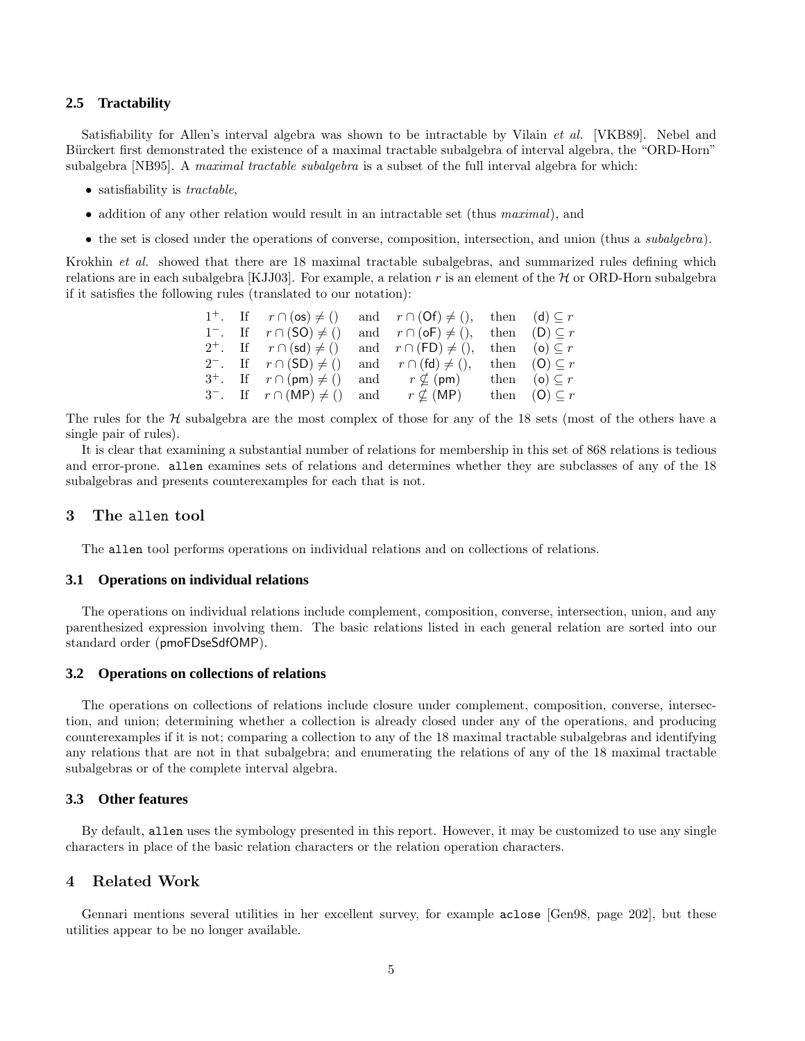### 2.5 Tractability

Satisfiability for Allen's interval algebra was shown to be intractable by Vilain *et al.* [VKB89]. Nebel and Bürckert first demonstrated the existence of a maximal tractable subalgebra of interval algebra, the "ORD-Horn" subalgebra [NB95]. A *maximal tractable subalgebra* is a subset of the full interval algebra for which:

- satisfiability is *tractable*,
- addition of any other relation would result in an intractable set (thus *maximal*), and
- the set is closed under the operations of converse, composition, intersection, and union (thus a *subalgebra*).

Krokhin *et al.* showed that there are 18 maximal tractable subalgebras, and summarized rules defining which relations are in each subalgebra [KJJ03]. For example, a relation $r$ is an element of the $\mathcal{H}$ or ORD-Horn subalgebra if it satisfies the following rules (translated to our notation):

$$
\begin{array}{llllll}
1^+. & \text{If} \quad r \cap (\mathsf{os}) \neq () & \text{and} & r \cap (\mathsf{Of}) \neq (), & \text{then} & (\mathsf{d}) \subseteq r \\
1^-. & \text{If} \quad r \cap (\mathsf{SO}) \neq () & \text{and} & r \cap (\mathsf{oF}) \neq (), & \text{then} & (\mathsf{D}) \subseteq r \\
2^+. & \text{If} \quad r \cap (\mathsf{sd}) \neq () & \text{and} & r \cap (\mathsf{FD}) \neq (), & \text{then} & (\mathsf{o}) \subseteq r \\
2^-. & \text{If} \quad r \cap (\mathsf{SD}) \neq () & \text{and} & r \cap (\mathsf{fd}) \neq (), & \text{then} & (\mathsf{O}) \subseteq r \\
3^+. & \text{If} \quad r \cap (\mathsf{pm}) \neq () & \text{and} & r \nsubseteq (\mathsf{pm}) & \text{then} & (\mathsf{o}) \subseteq r \\
3^-. & \text{If} \quad r \cap (\mathsf{MP}) \neq () & \text{and} & r \nsubseteq (\mathsf{MP}) & \text{then} & (\mathsf{O}) \subseteq r
\end{array}
$$

The rules for the $\mathcal{H}$ subalgebra are the most complex of those for any of the 18 sets (most of the others have a single pair of rules).

It is clear that examining a substantial number of relations for membership in this set of 868 relations is tedious and error-prone. `allen` examines sets of relations and determines whether they are subclasses of any of the 18 subalgebras and presents counterexamples for each that is not.

## 3 The `allen` tool

The `allen` tool performs operations on individual relations and on collections of relations.

### 3.1 Operations on individual relations

The operations on individual relations include complement, composition, converse, intersection, union, and any parenthesized expression involving them. The basic relations listed in each general relation are sorted into our standard order (pmoFDseSdfOMP).

### 3.2 Operations on collections of relations

The operations on collections of relations include closure under complement, composition, converse, intersection, and union; determining whether a collection is already closed under any of the operations, and producing counterexamples if it is not; comparing a collection to any of the 18 maximal tractable subalgebras and identifying any relations that are not in that subalgebra; and enumerating the relations of any of the 18 maximal tractable subalgebras or of the complete interval algebra.

### 3.3 Other features

By default, `allen` uses the symbology presented in this report. However, it may be customized to use any single characters in place of the basic relation characters or the relation operation characters.

## 4 Related Work

Gennari mentions several utilities in her excellent survey, for example `aclose` [Gen98, page 202], but these utilities appear to be no longer available.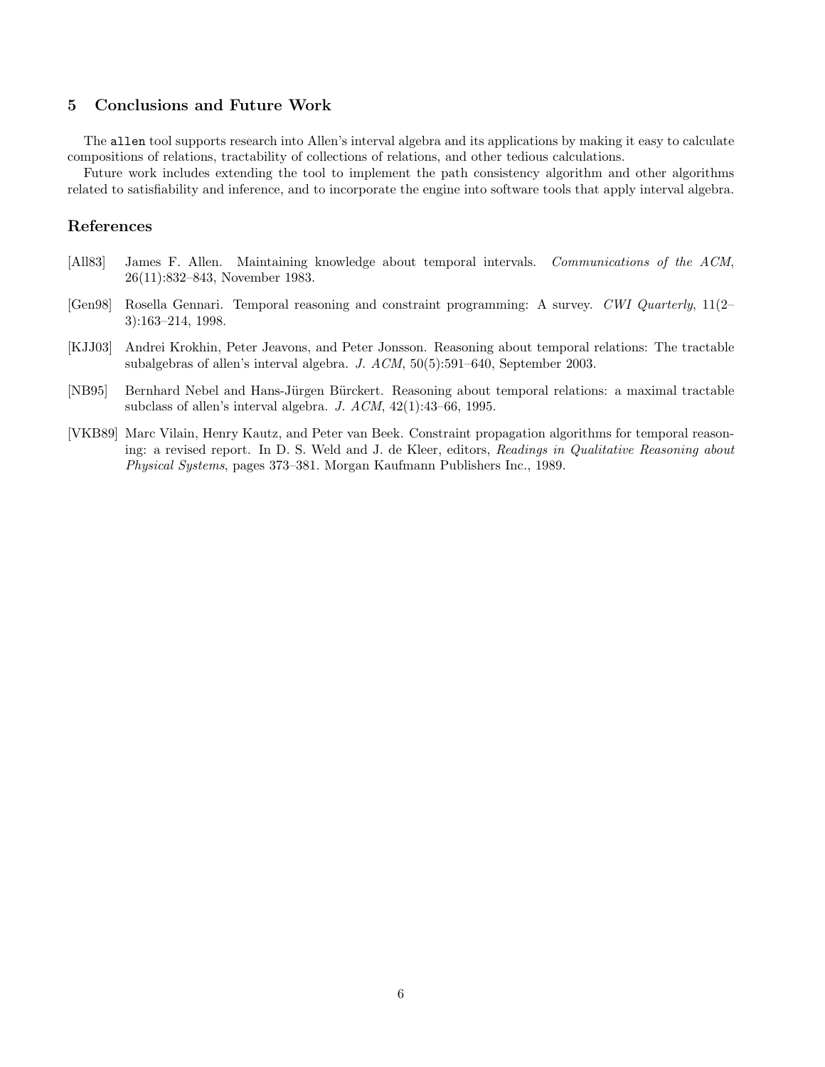## 5 Conclusions and Future Work

The `allen` tool supports research into Allen's interval algebra and its applications by making it easy to calculate compositions of relations, tractability of collections of relations, and other tedious calculations.

Future work includes extending the tool to implement the path consistency algorithm and other algorithms related to satisfiability and inference, and to incorporate the engine into software tools that apply interval algebra.

## References

[All83] James F. Allen. Maintaining knowledge about temporal intervals. *Communications of the ACM*, 26(11):832–843, November 1983.

[Gen98] Rosella Gennari. Temporal reasoning and constraint programming: A survey. *CWI Quarterly*, 11(2–3):163–214, 1998.

[KJJ03] Andrei Krokhin, Peter Jeavons, and Peter Jonsson. Reasoning about temporal relations: The tractable subalgebras of allen's interval algebra. *J. ACM*, 50(5):591–640, September 2003.

[NB95] Bernhard Nebel and Hans-Jürgen Bürckert. Reasoning about temporal relations: a maximal tractable subclass of allen's interval algebra. *J. ACM*, 42(1):43–66, 1995.

[VKB89] Marc Vilain, Henry Kautz, and Peter van Beek. Constraint propagation algorithms for temporal reasoning: a revised report. In D. S. Weld and J. de Kleer, editors, *Readings in Qualitative Reasoning about Physical Systems*, pages 373–381. Morgan Kaufmann Publishers Inc., 1989.